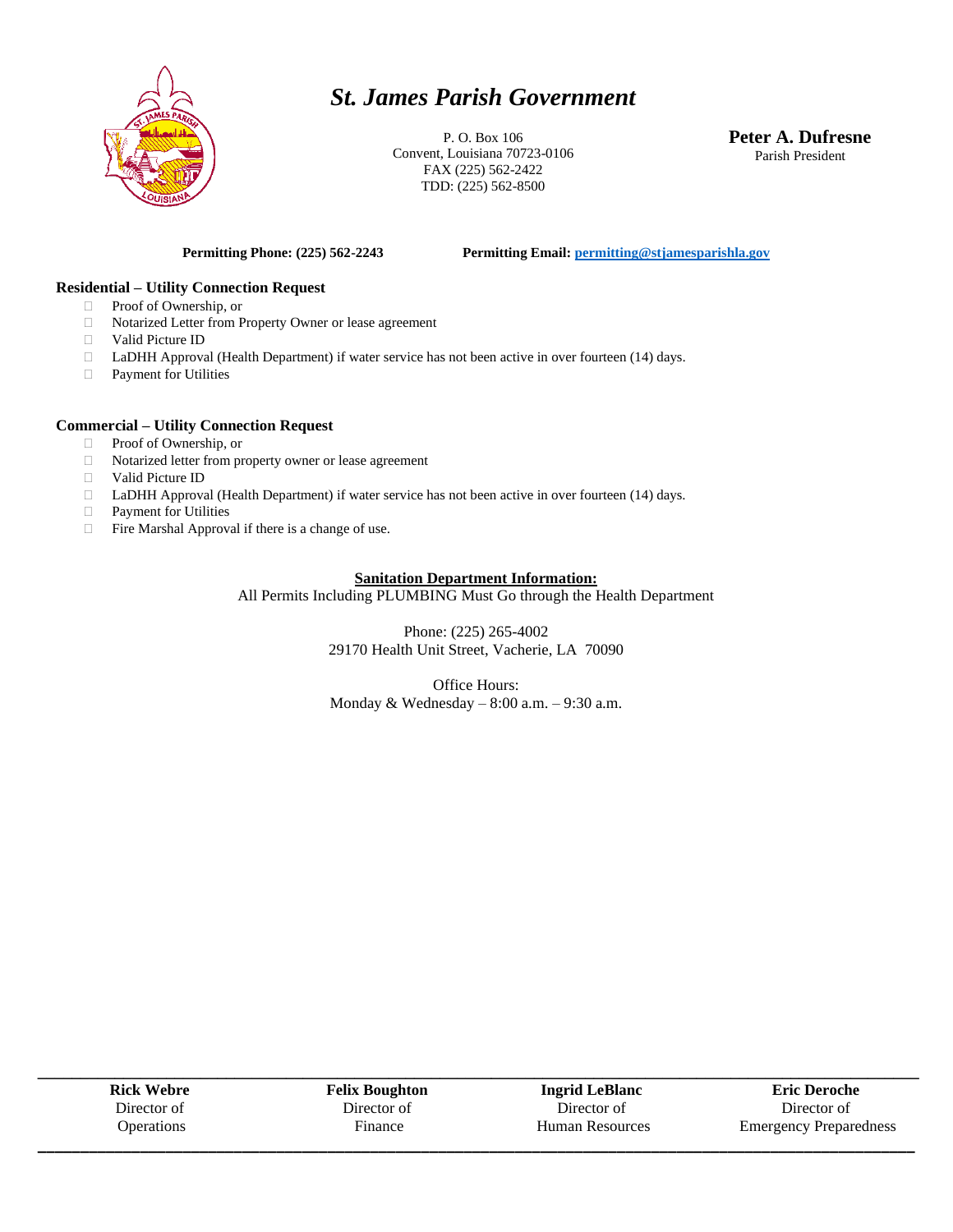# *St. James Parish Government*

P. O. Box 106
Convent, Louisiana 70723-0106
FAX (225) 562-2422
TDD: (225) 562-8500

**Peter A. Dufresne**
Parish President

**Permitting Phone: (225) 562-2243** **Permitting Email: permitting@stjamesparishla.gov**

## Residential – Utility Connection Request

- Proof of Ownership, or
- Notarized Letter from Property Owner or lease agreement
- Valid Picture ID
- LaDHH Approval (Health Department) if water service has not been active in over fourteen (14) days.
- Payment for Utilities

## Commercial – Utility Connection Request

- Proof of Ownership, or
- Notarized letter from property owner or lease agreement
- Valid Picture ID
- LaDHH Approval (Health Department) if water service has not been active in over fourteen (14) days.
- Payment for Utilities
- Fire Marshal Approval if there is a change of use.

**Sanitation Department Information:**

All Permits Including PLUMBING Must Go through the Health Department

Phone: (225) 265-4002
29170 Health Unit Street, Vacherie, LA 70090

Office Hours:
Monday & Wednesday – 8:00 a.m. – 9:30 a.m.

| **Rick Webre** | **Felix Boughton** | **Ingrid LeBlanc** | **Eric Deroche** |
| --- | --- | --- | --- |
| Director of Operations | Director of Finance | Director of Human Resources | Director of Emergency Preparedness |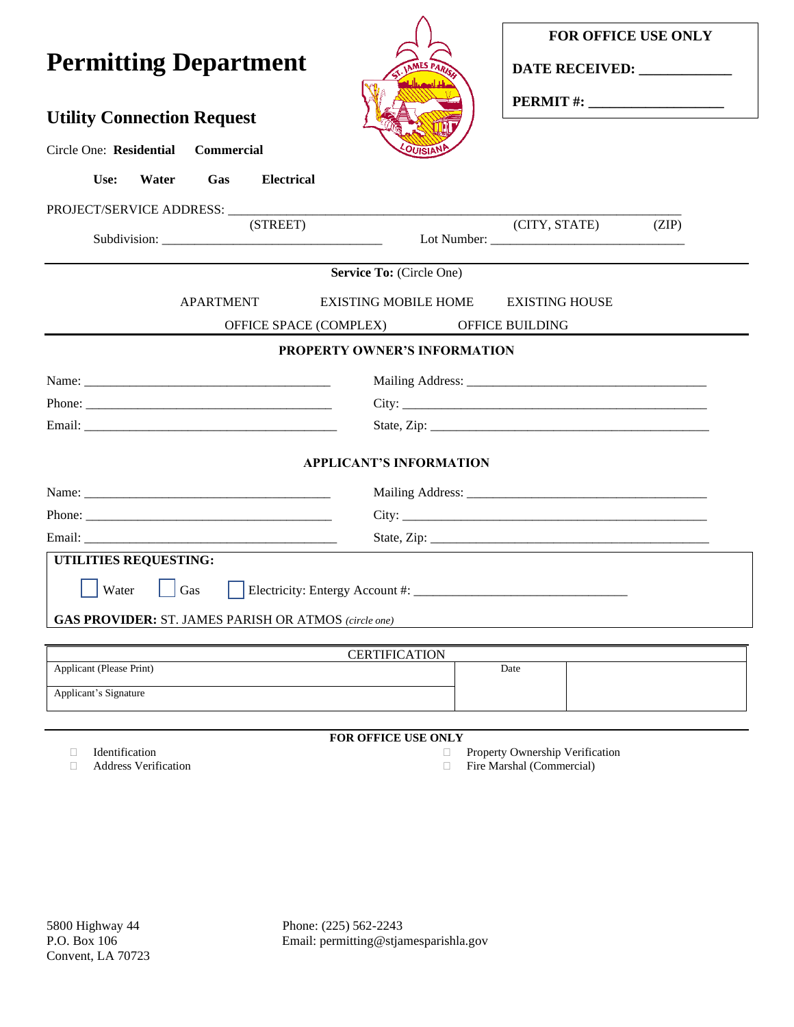# Permitting Department

**FOR OFFICE USE ONLY**

**DATE RECEIVED:** ____________

**PERMIT #:** __________________

## Utility Connection Request

Circle One: **Residential** **Commercial**

**Use:** **Water** **Gas** **Electrical**

PROJECT/SERVICE ADDRESS: ______________________________________________________________
(STREET) (CITY, STATE) (ZIP)

Subdivision: _________________________________ Lot Number: ____________________________

**Service To:** (Circle One)

APARTMENT EXISTING MOBILE HOME EXISTING HOUSE

OFFICE SPACE (COMPLEX) OFFICE BUILDING

**PROPERTY OWNER'S INFORMATION**

Name: ______________________________________ Mailing Address: ____________________________________

Phone: ______________________________________ City: _________________________________________________

Email: ______________________________________ State, Zip: ____________________________________________

**APPLICANT'S INFORMATION**

Name: ______________________________________ Mailing Address: ____________________________________

Phone: ______________________________________ City: _________________________________________________

Email: ______________________________________ State, Zip: ____________________________________________

**UTILITIES REQUESTING:**

☐ Water ☐ Gas ☐ Electricity: Entergy Account #: ________________________________

**GAS PROVIDER:** ST. JAMES PARISH OR ATMOS *(circle one)*

| CERTIFICATION | | |
|---|---|---|
| Applicant (Please Print) | Date | |
| Applicant's Signature | | |

**FOR OFFICE USE ONLY**

- ☐ Identification
- ☐ Address Verification
- ☐ Property Ownership Verification
- ☐ Fire Marshal (Commercial)

5800 Highway 44
P.O. Box 106
Convent, LA 70723

Phone: (225) 562-2243
Email: permitting@stjamesparishla.gov